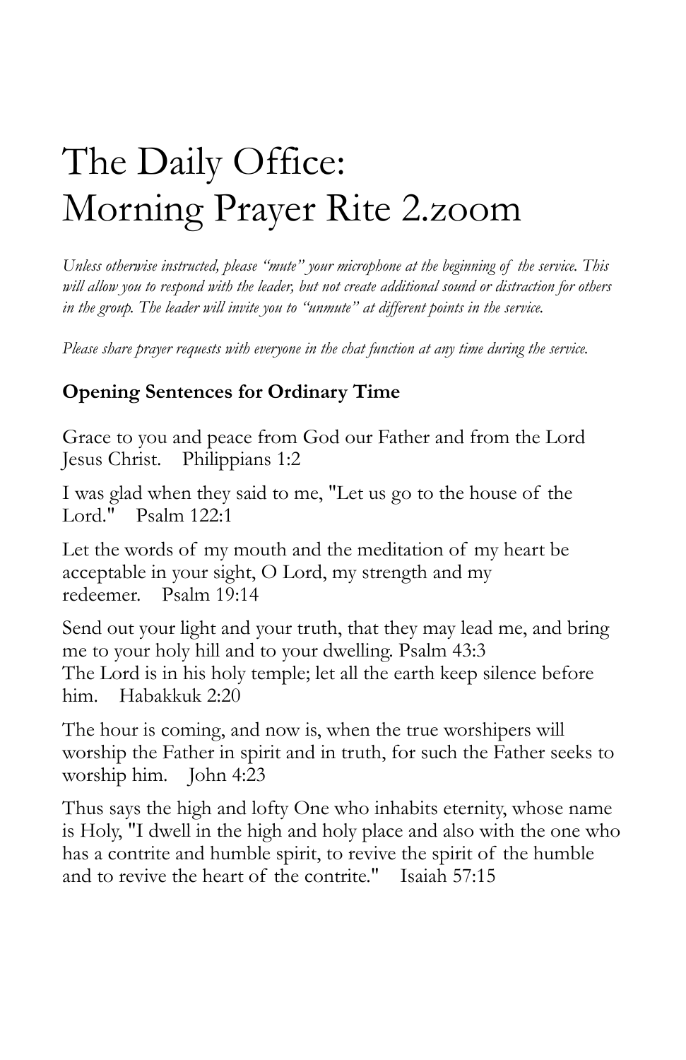# The Daily Office:
# Morning Prayer Rite 2.zoom

*Unless otherwise instructed, please "mute" your microphone at the beginning of the service. This will allow you to respond with the leader, but not create additional sound or distraction for others in the group. The leader will invite you to "unmute" at different points in the service.*

*Please share prayer requests with everyone in the chat function at any time during the service.*

**Opening Sentences for Ordinary Time**

Grace to you and peace from God our Father and from the Lord Jesus Christ. Philippians 1:2

I was glad when they said to me, "Let us go to the house of the Lord." Psalm 122:1

Let the words of my mouth and the meditation of my heart be acceptable in your sight, O Lord, my strength and my redeemer. Psalm 19:14

Send out your light and your truth, that they may lead me, and bring me to your holy hill and to your dwelling. Psalm 43:3
The Lord is in his holy temple; let all the earth keep silence before him. Habakkuk 2:20

The hour is coming, and now is, when the true worshipers will worship the Father in spirit and in truth, for such the Father seeks to worship him. John 4:23

Thus says the high and lofty One who inhabits eternity, whose name is Holy, "I dwell in the high and holy place and also with the one who has a contrite and humble spirit, to revive the spirit of the humble and to revive the heart of the contrite." Isaiah 57:15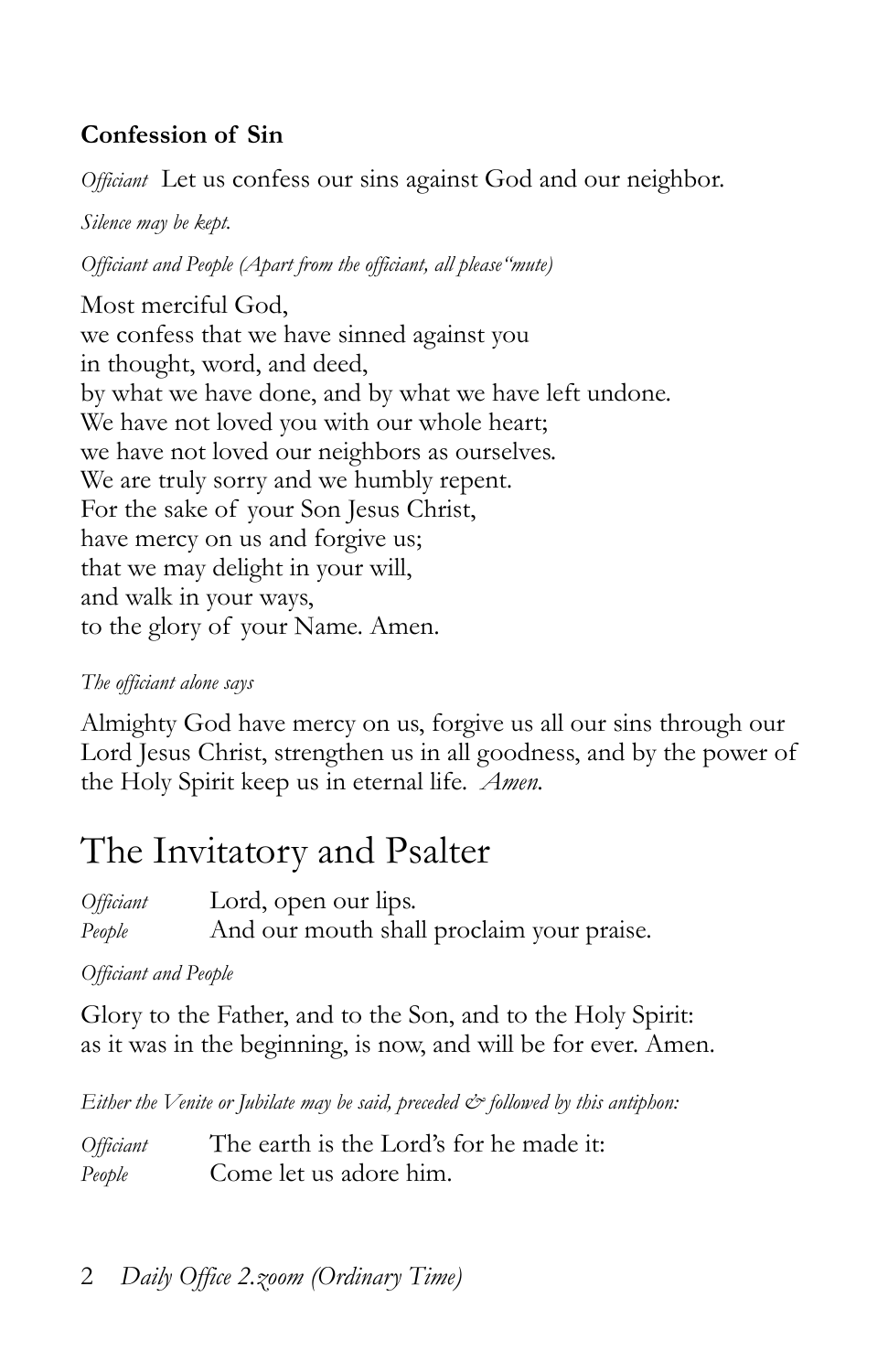**Confession of Sin**

*Officiant* Let us confess our sins against God and our neighbor.

*Silence may be kept.*

*Officiant and People (Apart from the officiant, all please"mute)*

Most merciful God,
we confess that we have sinned against you
in thought, word, and deed,
by what we have done, and by what we have left undone.
We have not loved you with our whole heart;
we have not loved our neighbors as ourselves.
We are truly sorry and we humbly repent.
For the sake of your Son Jesus Christ,
have mercy on us and forgive us;
that we may delight in your will,
and walk in your ways,
to the glory of your Name. Amen.

*The officiant alone says*

Almighty God have mercy on us, forgive us all our sins through our Lord Jesus Christ, strengthen us in all goodness, and by the power of the Holy Spirit keep us in eternal life. *Amen.*

# The Invitatory and Psalter

*Officiant* Lord, open our lips.
*People* And our mouth shall proclaim your praise.

*Officiant and People*

Glory to the Father, and to the Son, and to the Holy Spirit:
as it was in the beginning, is now, and will be for ever. Amen.

*Either the Venite or Jubilate may be said, preceded & followed by this antiphon:*

*Officiant* The earth is the Lord's for he made it:
*People* Come let us adore him.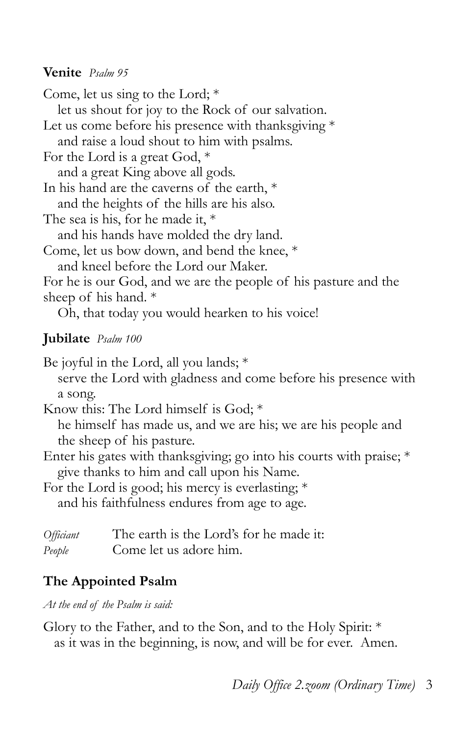**Venite** *Psalm 95*

Come, let us sing to the Lord; *
   let us shout for joy to the Rock of our salvation.
Let us come before his presence with thanksgiving *
   and raise a loud shout to him with psalms.
For the Lord is a great God, *
   and a great King above all gods.
In his hand are the caverns of the earth, *
   and the heights of the hills are his also.
The sea is his, for he made it, *
   and his hands have molded the dry land.
Come, let us bow down, and bend the knee, *
   and kneel before the Lord our Maker.
For he is our God, and we are the people of his pasture and the sheep of his hand. *
   Oh, that today you would hearken to his voice!

**Jubilate** *Psalm 100*

Be joyful in the Lord, all you lands; *
   serve the Lord with gladness and come before his presence with a song.
Know this: The Lord himself is God; *
   he himself has made us, and we are his; we are his people and the sheep of his pasture.
Enter his gates with thanksgiving; go into his courts with praise; *
   give thanks to him and call upon his Name.
For the Lord is good; his mercy is everlasting; *
   and his faithfulness endures from age to age.

*Officient* The earth is the Lord's for he made it:
*People* Come let us adore him.

**The Appointed Psalm**

*At the end of the Psalm is said:*

Glory to the Father, and to the Son, and to the Holy Spirit: *
   as it was in the beginning, is now, and will be for ever. Amen.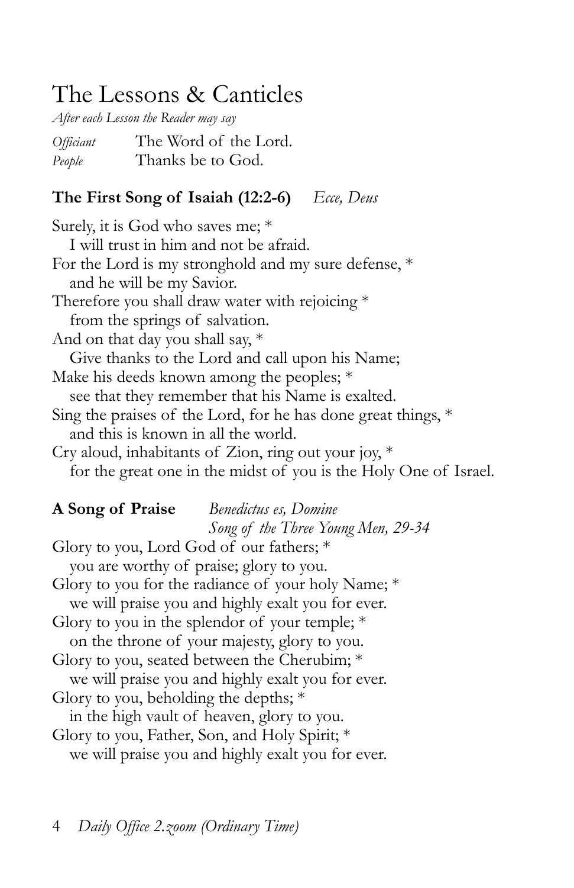# The Lessons & Canticles

*After each Lesson the Reader may say*

*Officiant* The Word of the Lord.
*People* Thanks be to God.

**The First Song of Isaiah (12:2-6)** *Ecce, Deus*

Surely, it is God who saves me; *
  I will trust in him and not be afraid.
For the Lord is my stronghold and my sure defense, *
  and he will be my Savior.
Therefore you shall draw water with rejoicing *
  from the springs of salvation.
And on that day you shall say, *
  Give thanks to the Lord and call upon his Name;
Make his deeds known among the peoples; *
  see that they remember that his Name is exalted.
Sing the praises of the Lord, for he has done great things, *
  and this is known in all the world.
Cry aloud, inhabitants of Zion, ring out your joy, *
  for the great one in the midst of you is the Holy One of Israel.

**A Song of Praise** *Benedictus es, Domine*
*Song of the Three Young Men, 29-34*

Glory to you, Lord God of our fathers; *
  you are worthy of praise; glory to you.
Glory to you for the radiance of your holy Name; *
  we will praise you and highly exalt you for ever.
Glory to you in the splendor of your temple; *
  on the throne of your majesty, glory to you.
Glory to you, seated between the Cherubim; *
  we will praise you and highly exalt you for ever.
Glory to you, beholding the depths; *
  in the high vault of heaven, glory to you.
Glory to you, Father, Son, and Holy Spirit; *
  we will praise you and highly exalt you for ever.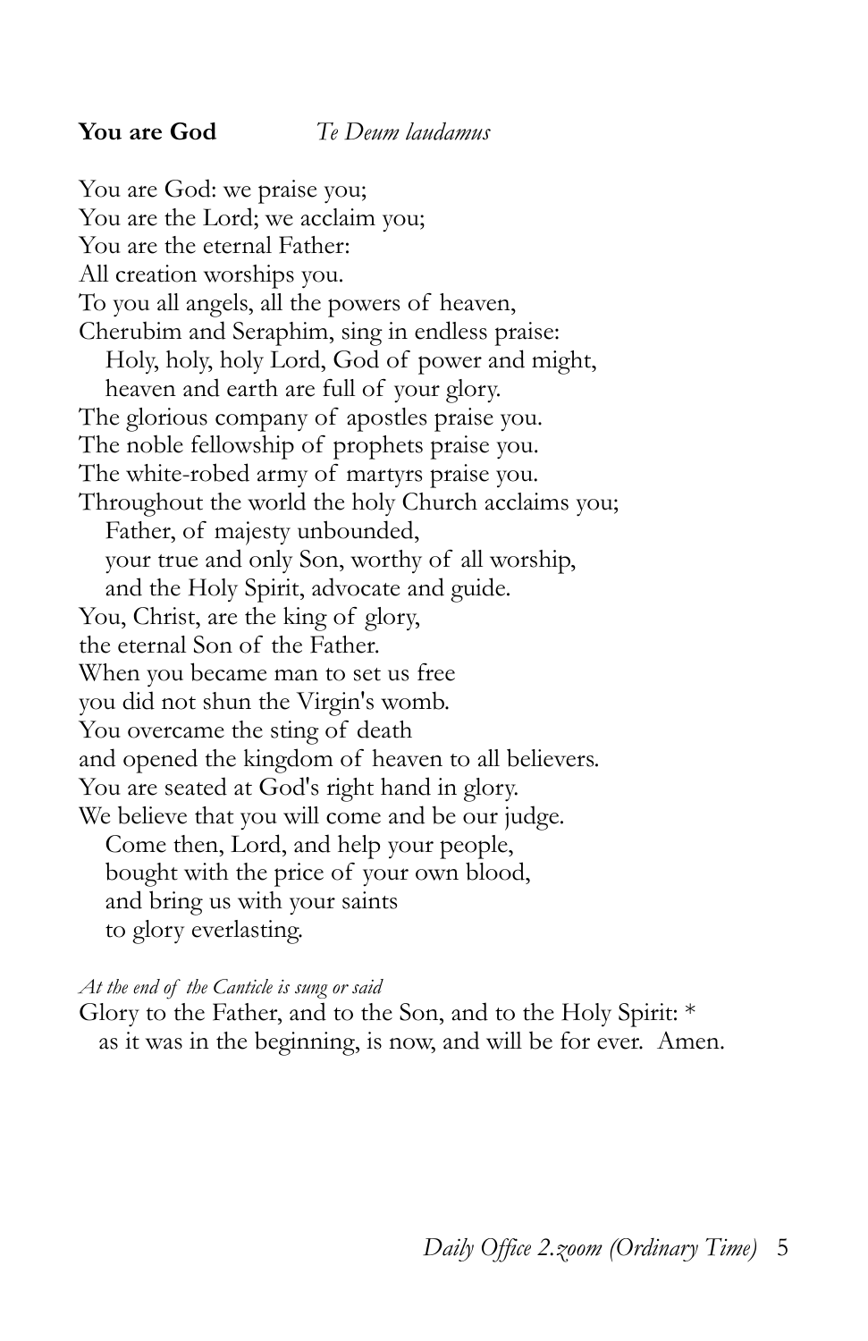**You are God** *Te Deum laudamus*

You are God: we praise you;  
You are the Lord; we acclaim you;  
You are the eternal Father:  
All creation worships you.  
To you all angels, all the powers of heaven,  
Cherubim and Seraphim, sing in endless praise:  
&nbsp;&nbsp;&nbsp;Holy, holy, holy Lord, God of power and might,  
&nbsp;&nbsp;&nbsp;heaven and earth are full of your glory.  
The glorious company of apostles praise you.  
The noble fellowship of prophets praise you.  
The white-robed army of martyrs praise you.  
Throughout the world the holy Church acclaims you;  
&nbsp;&nbsp;&nbsp;Father, of majesty unbounded,  
&nbsp;&nbsp;&nbsp;your true and only Son, worthy of all worship,  
&nbsp;&nbsp;&nbsp;and the Holy Spirit, advocate and guide.  
You, Christ, are the king of glory,  
the eternal Son of the Father.  
When you became man to set us free  
you did not shun the Virgin's womb.  
You overcame the sting of death  
and opened the kingdom of heaven to all believers.  
You are seated at God's right hand in glory.  
We believe that you will come and be our judge.  
&nbsp;&nbsp;&nbsp;Come then, Lord, and help your people,  
&nbsp;&nbsp;&nbsp;bought with the price of your own blood,  
&nbsp;&nbsp;&nbsp;and bring us with your saints  
&nbsp;&nbsp;&nbsp;to glory everlasting.

*At the end of the Canticle is sung or said*

Glory to the Father, and to the Son, and to the Holy Spirit: *  
&nbsp;&nbsp;&nbsp;as it was in the beginning, is now, and will be for ever. Amen.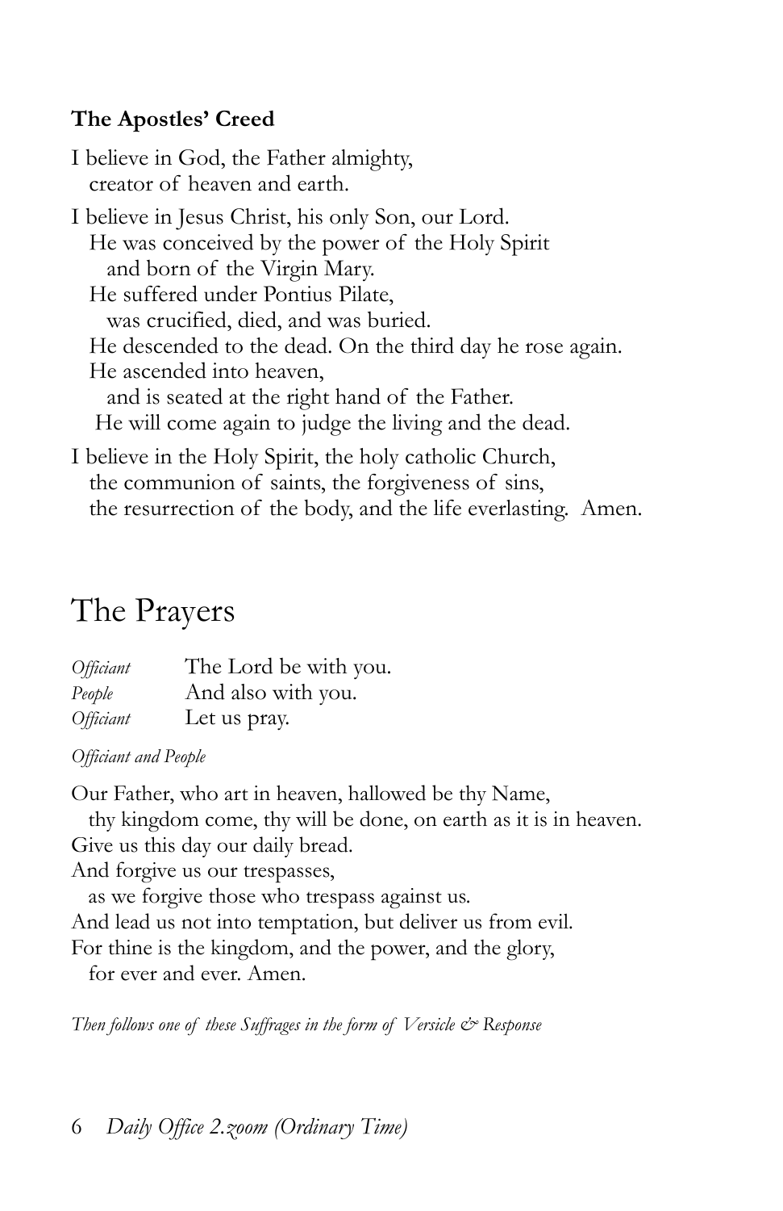**The Apostles' Creed**

I believe in God, the Father almighty,
creator of heaven and earth.

I believe in Jesus Christ, his only Son, our Lord.
He was conceived by the power of the Holy Spirit
and born of the Virgin Mary.
He suffered under Pontius Pilate,
was crucified, died, and was buried.
He descended to the dead. On the third day he rose again.
He ascended into heaven,
and is seated at the right hand of the Father.
He will come again to judge the living and the dead.

I believe in the Holy Spirit, the holy catholic Church,
the communion of saints, the forgiveness of sins,
the resurrection of the body, and the life everlasting. Amen.

# The Prayers

*Officiant* The Lord be with you.
*People* And also with you.
*Officiant* Let us pray.

*Officiant and People*

Our Father, who art in heaven, hallowed be thy Name,
thy kingdom come, thy will be done, on earth as it is in heaven.
Give us this day our daily bread.
And forgive us our trespasses,
as we forgive those who trespass against us.
And lead us not into temptation, but deliver us from evil.
For thine is the kingdom, and the power, and the glory,
for ever and ever. Amen.

*Then follows one of these Suffrages in the form of Versicle & Response*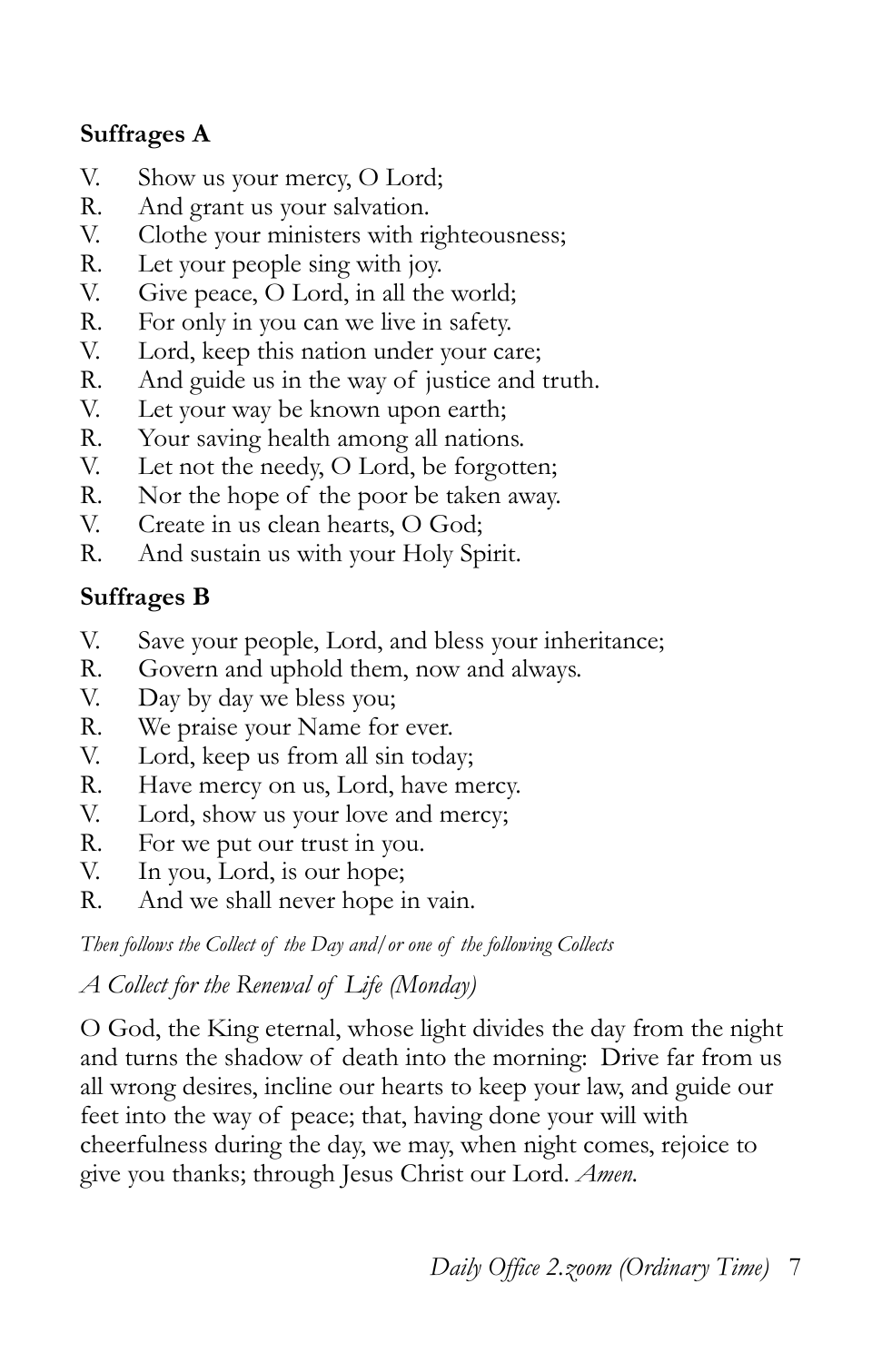**Suffrages A**

V. Show us your mercy, O Lord;
R. And grant us your salvation.
V. Clothe your ministers with righteousness;
R. Let your people sing with joy.
V. Give peace, O Lord, in all the world;
R. For only in you can we live in safety.
V. Lord, keep this nation under your care;
R. And guide us in the way of justice and truth.
V. Let your way be known upon earth;
R. Your saving health among all nations.
V. Let not the needy, O Lord, be forgotten;
R. Nor the hope of the poor be taken away.
V. Create in us clean hearts, O God;
R. And sustain us with your Holy Spirit.

**Suffrages B**

V. Save your people, Lord, and bless your inheritance;
R. Govern and uphold them, now and always.
V. Day by day we bless you;
R. We praise your Name for ever.
V. Lord, keep us from all sin today;
R. Have mercy on us, Lord, have mercy.
V. Lord, show us your love and mercy;
R. For we put our trust in you.
V. In you, Lord, is our hope;
R. And we shall never hope in vain.

*Then follows the Collect of the Day and/or one of the following Collects*

*A Collect for the Renewal of Life (Monday)*

O God, the King eternal, whose light divides the day from the night and turns the shadow of death into the morning: Drive far from us all wrong desires, incline our hearts to keep your law, and guide our feet into the way of peace; that, having done your will with cheerfulness during the day, we may, when night comes, rejoice to give you thanks; through Jesus Christ our Lord. *Amen.*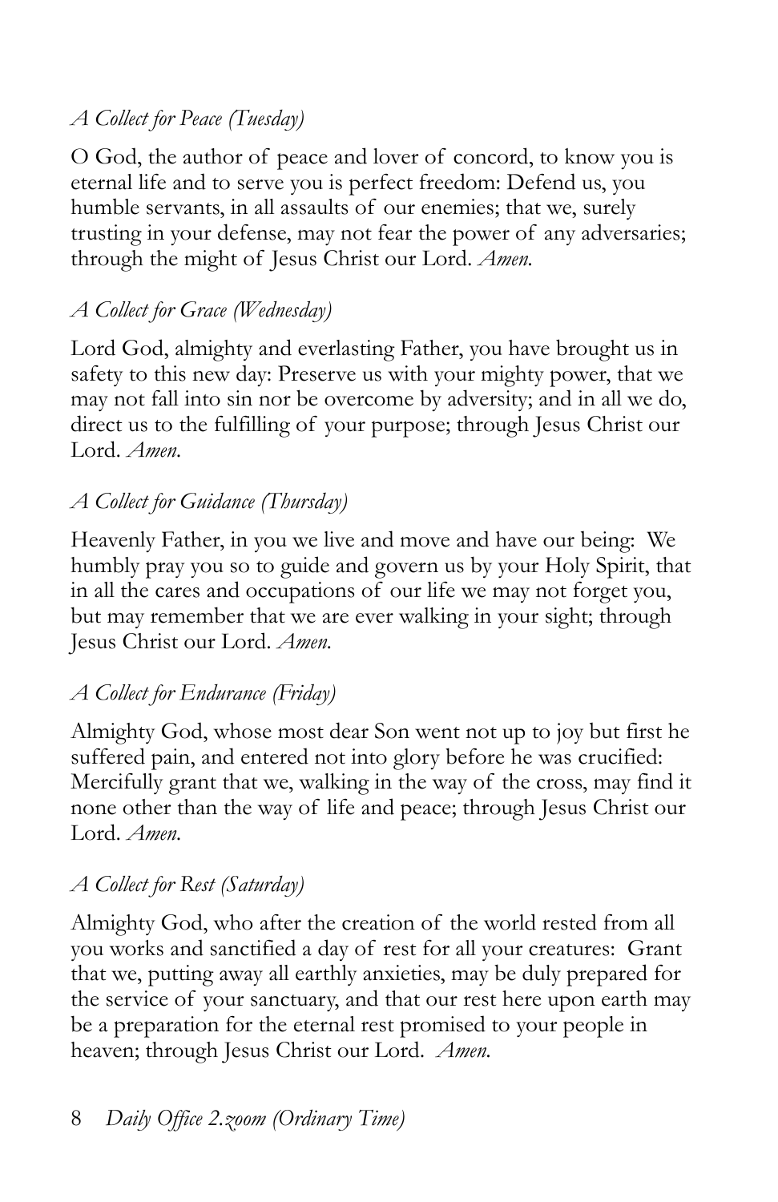*A Collect for Peace (Tuesday)*

O God, the author of peace and lover of concord, to know you is eternal life and to serve you is perfect freedom: Defend us, you humble servants, in all assaults of our enemies; that we, surely trusting in your defense, may not fear the power of any adversaries; through the might of Jesus Christ our Lord. *Amen.*

*A Collect for Grace (Wednesday)*

Lord God, almighty and everlasting Father, you have brought us in safety to this new day: Preserve us with your mighty power, that we may not fall into sin nor be overcome by adversity; and in all we do, direct us to the fulfilling of your purpose; through Jesus Christ our Lord. *Amen.*

*A Collect for Guidance (Thursday)*

Heavenly Father, in you we live and move and have our being: We humbly pray you so to guide and govern us by your Holy Spirit, that in all the cares and occupations of our life we may not forget you, but may remember that we are ever walking in your sight; through Jesus Christ our Lord. *Amen.*

*A Collect for Endurance (Friday)*

Almighty God, whose most dear Son went not up to joy but first he suffered pain, and entered not into glory before he was crucified: Mercifully grant that we, walking in the way of the cross, may find it none other than the way of life and peace; through Jesus Christ our Lord. *Amen.*

*A Collect for Rest (Saturday)*

Almighty God, who after the creation of the world rested from all you works and sanctified a day of rest for all your creatures: Grant that we, putting away all earthly anxieties, may be duly prepared for the service of your sanctuary, and that our rest here upon earth may be a preparation for the eternal rest promised to your people in heaven; through Jesus Christ our Lord. *Amen.*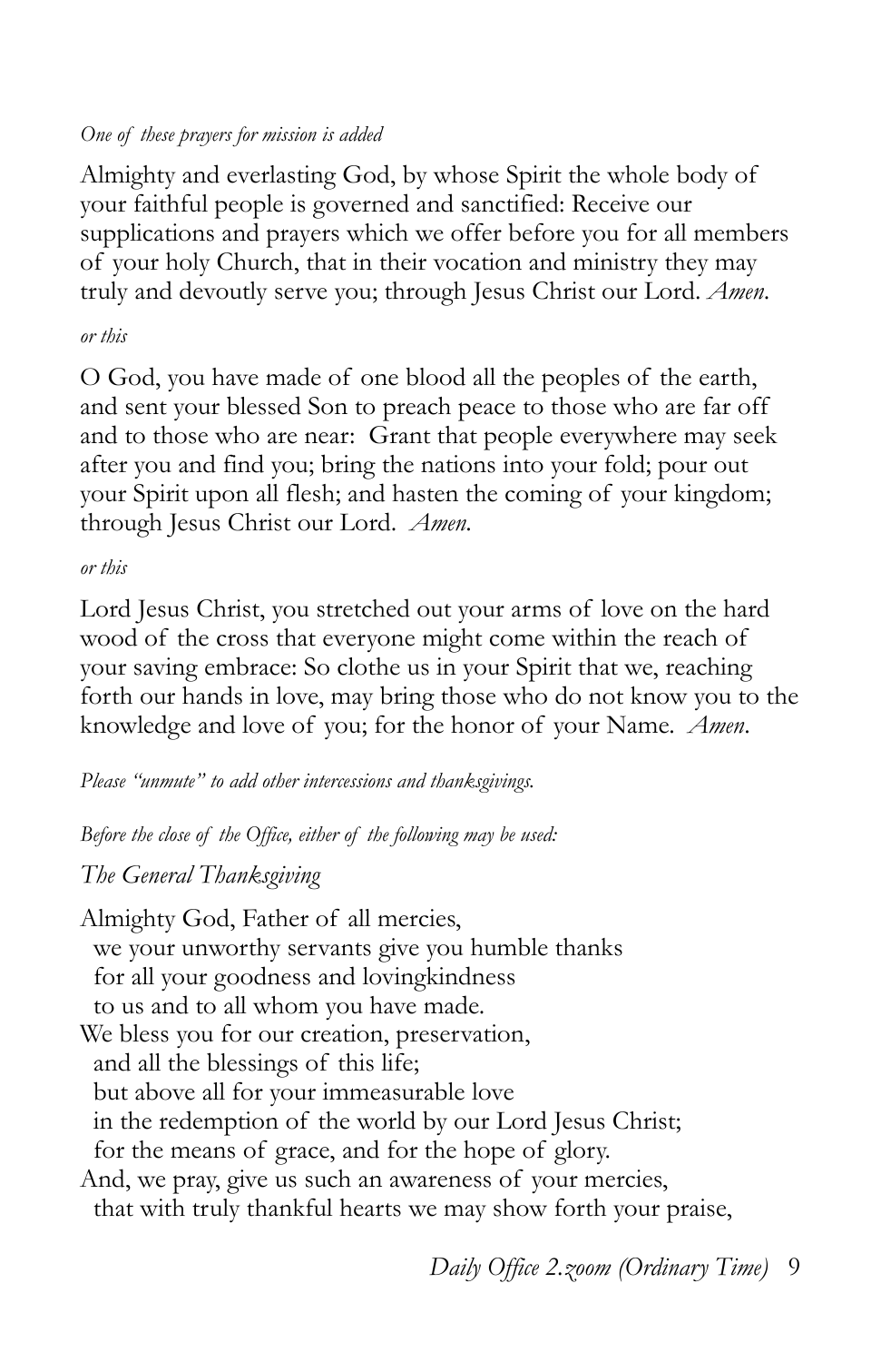*One of these prayers for mission is added*

Almighty and everlasting God, by whose Spirit the whole body of your faithful people is governed and sanctified: Receive our supplications and prayers which we offer before you for all members of your holy Church, that in their vocation and ministry they may truly and devoutly serve you; through Jesus Christ our Lord. *Amen.*

*or this*

O God, you have made of one blood all the peoples of the earth, and sent your blessed Son to preach peace to those who are far off and to those who are near: Grant that people everywhere may seek after you and find you; bring the nations into your fold; pour out your Spirit upon all flesh; and hasten the coming of your kingdom; through Jesus Christ our Lord. *Amen.*

*or this*

Lord Jesus Christ, you stretched out your arms of love on the hard wood of the cross that everyone might come within the reach of your saving embrace: So clothe us in your Spirit that we, reaching forth our hands in love, may bring those who do not know you to the knowledge and love of you; for the honor of your Name. *Amen*.

*Please "unmute" to add other intercessions and thanksgivings.*

*Before the close of the Office, either of the following may be used:*

*The General Thanksgiving*

Almighty God, Father of all mercies,
  we your unworthy servants give you humble thanks
  for all your goodness and lovingkindness
  to us and to all whom you have made.
We bless you for our creation, preservation,
  and all the blessings of this life;
  but above all for your immeasurable love
  in the redemption of the world by our Lord Jesus Christ;
  for the means of grace, and for the hope of glory.
And, we pray, give us such an awareness of your mercies,
  that with truly thankful hearts we may show forth your praise,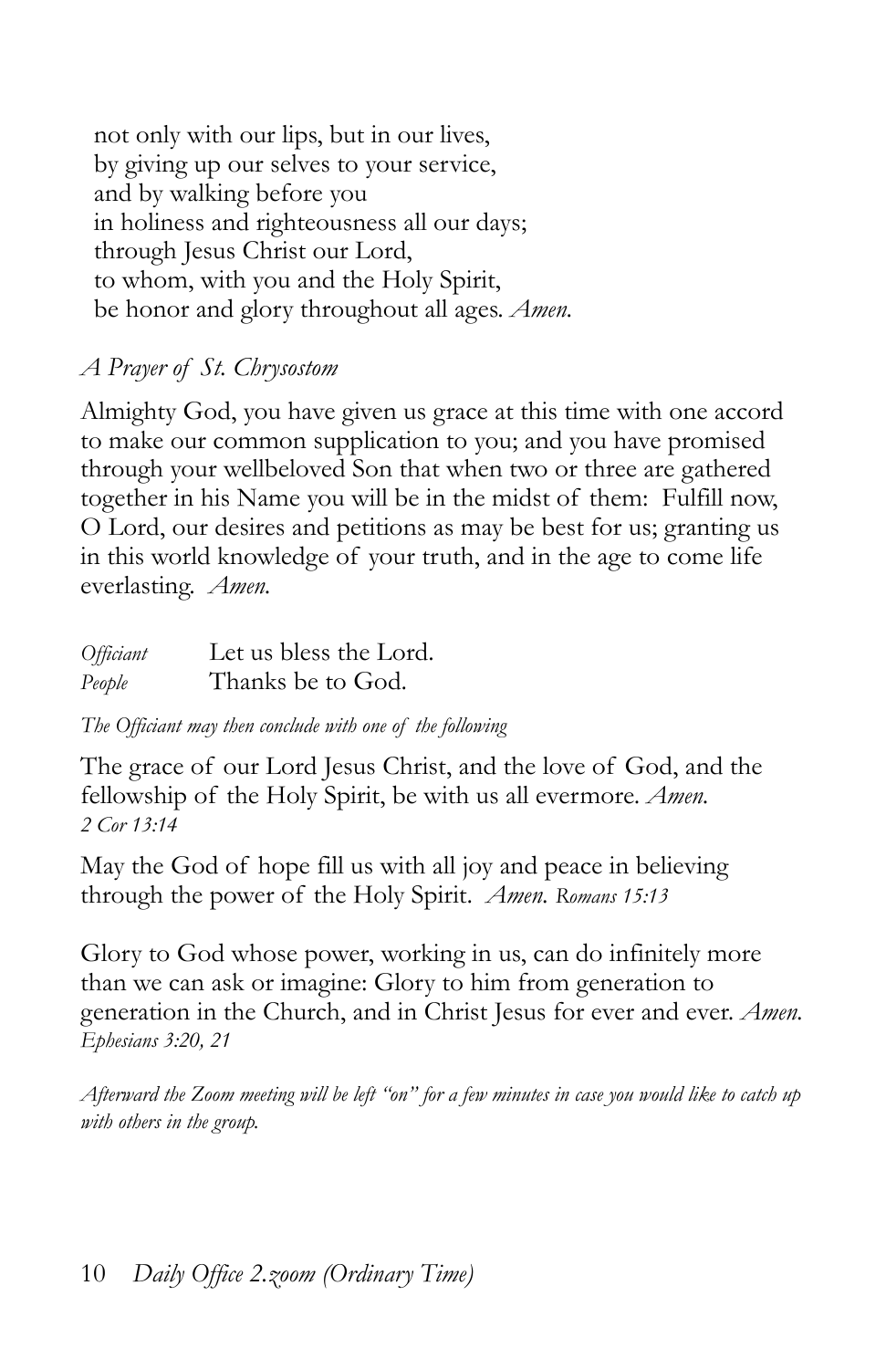not only with our lips, but in our lives,  
by giving up our selves to your service,  
and by walking before you  
in holiness and righteousness all our days;  
through Jesus Christ our Lord,  
to whom, with you and the Holy Spirit,  
be honor and glory throughout all ages. *Amen.*

*A Prayer of St. Chrysostom*

Almighty God, you have given us grace at this time with one accord to make our common supplication to you; and you have promised through your wellbeloved Son that when two or three are gathered together in his Name you will be in the midst of them: Fulfill now, O Lord, our desires and petitions as may be best for us; granting us in this world knowledge of your truth, and in the age to come life everlasting. *Amen.*

*Officiant* Let us bless the Lord.  
*People* Thanks be to God.

*The Officiant may then conclude with one of the following*

The grace of our Lord Jesus Christ, and the love of God, and the fellowship of the Holy Spirit, be with us all evermore. *Amen.*  
*2 Cor 13:14*

May the God of hope fill us with all joy and peace in believing through the power of the Holy Spirit. *Amen. Romans 15:13*

Glory to God whose power, working in us, can do infinitely more than we can ask or imagine: Glory to him from generation to generation in the Church, and in Christ Jesus for ever and ever. *Amen.*  
*Ephesians 3:20, 21*

*Afterward the Zoom meeting will be left "on" for a few minutes in case you would like to catch up with others in the group.*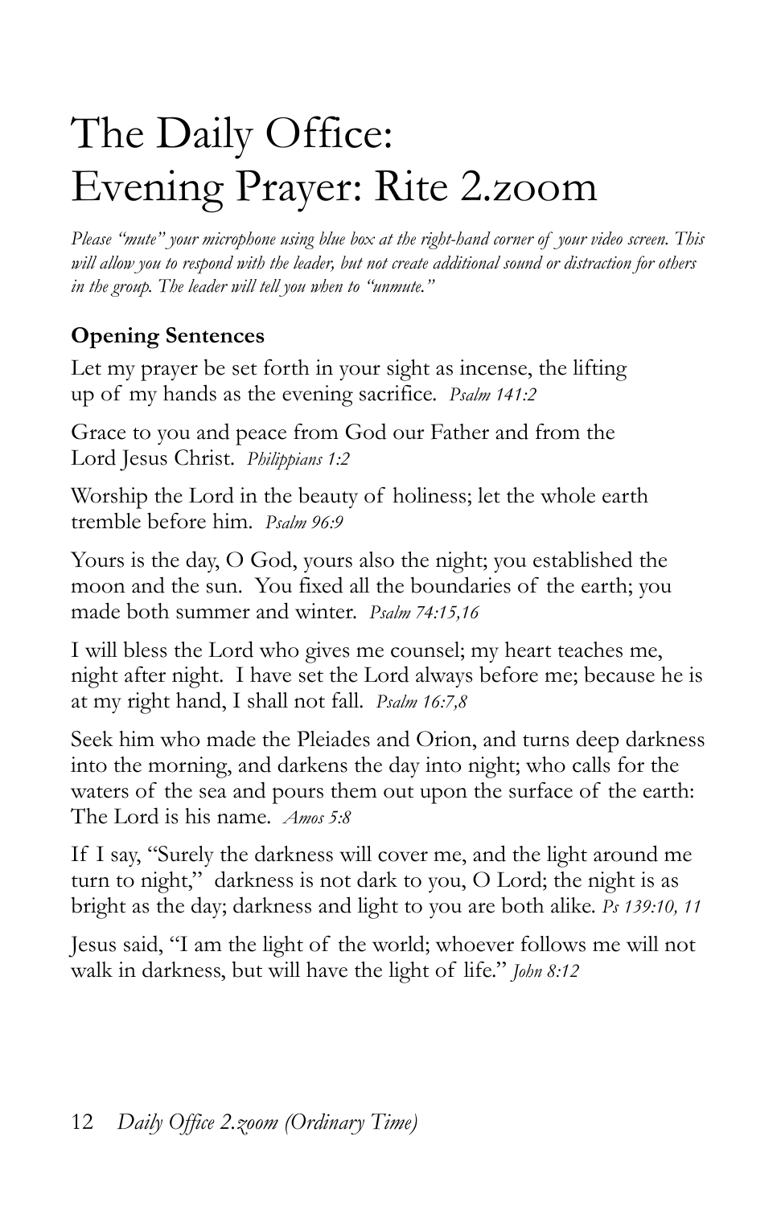# The Daily Office: Evening Prayer: Rite 2.zoom

*Please "mute" your microphone using blue box at the right-hand corner of your video screen. This will allow you to respond with the leader, but not create additional sound or distraction for others in the group. The leader will tell you when to "unmute."*

**Opening Sentences**

Let my prayer be set forth in your sight as incense, the lifting up of my hands as the evening sacrifice. *Psalm 141:2*

Grace to you and peace from God our Father and from the Lord Jesus Christ. *Philippians 1:2*

Worship the Lord in the beauty of holiness; let the whole earth tremble before him. *Psalm 96:9*

Yours is the day, O God, yours also the night; you established the moon and the sun. You fixed all the boundaries of the earth; you made both summer and winter. *Psalm 74:15,16*

I will bless the Lord who gives me counsel; my heart teaches me, night after night. I have set the Lord always before me; because he is at my right hand, I shall not fall. *Psalm 16:7,8*

Seek him who made the Pleiades and Orion, and turns deep darkness into the morning, and darkens the day into night; who calls for the waters of the sea and pours them out upon the surface of the earth: The Lord is his name. *Amos 5:8*

If I say, "Surely the darkness will cover me, and the light around me turn to night," darkness is not dark to you, O Lord; the night is as bright as the day; darkness and light to you are both alike. *Ps 139:10, 11*

Jesus said, "I am the light of the world; whoever follows me will not walk in darkness, but will have the light of life." *John 8:12*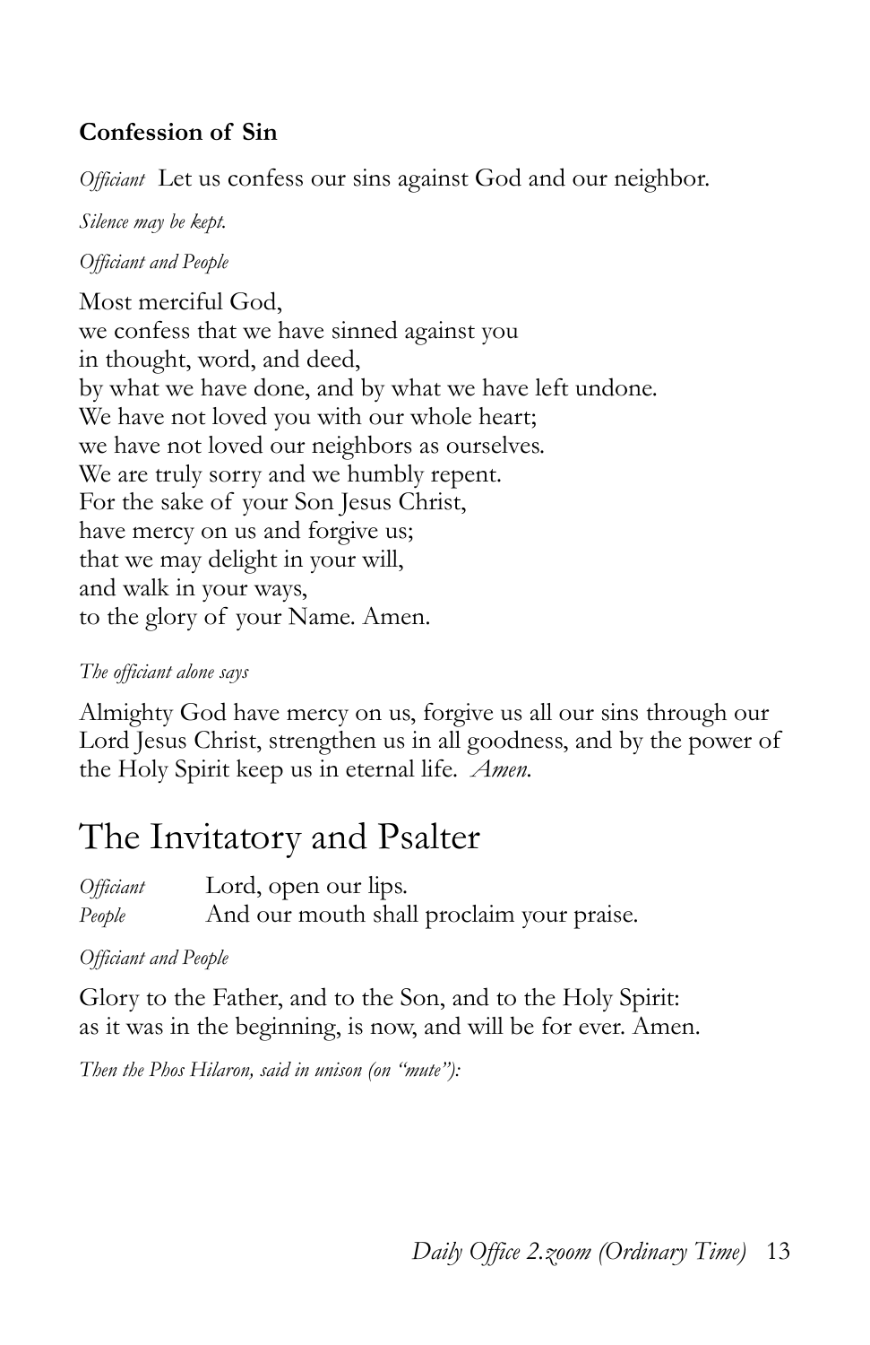**Confession of Sin**

*Officiant* Let us confess our sins against God and our neighbor.

*Silence may be kept.*

*Officiant and People*

Most merciful God,
we confess that we have sinned against you
in thought, word, and deed,
by what we have done, and by what we have left undone.
We have not loved you with our whole heart;
we have not loved our neighbors as ourselves.
We are truly sorry and we humbly repent.
For the sake of your Son Jesus Christ,
have mercy on us and forgive us;
that we may delight in your will,
and walk in your ways,
to the glory of your Name. Amen.

*The officiant alone says*

Almighty God have mercy on us, forgive us all our sins through our Lord Jesus Christ, strengthen us in all goodness, and by the power of the Holy Spirit keep us in eternal life. *Amen.*

# The Invitatory and Psalter

*Officiant* Lord, open our lips.
*People* And our mouth shall proclaim your praise.

*Officiant and People*

Glory to the Father, and to the Son, and to the Holy Spirit:
as it was in the beginning, is now, and will be for ever. Amen.

*Then the Phos Hilaron, said in unison (on "mute"):*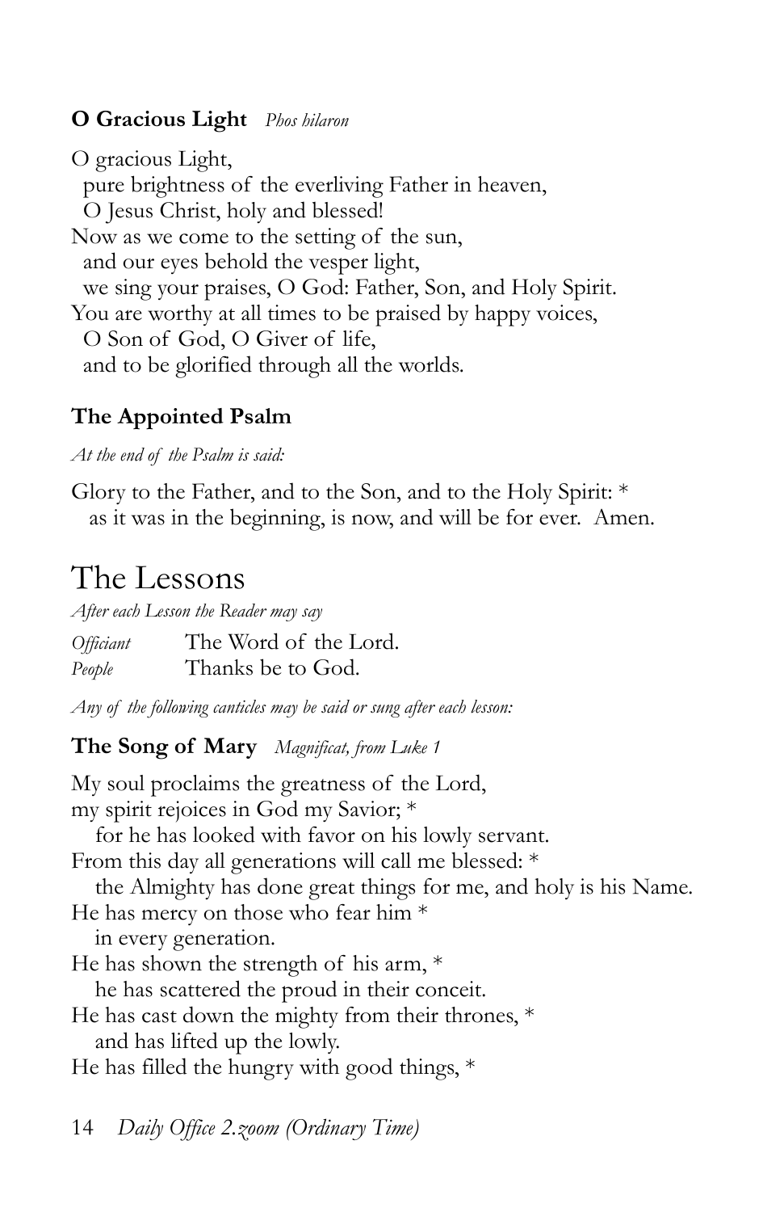**O Gracious Light** *Phos hilaron*

O gracious Light,  
  pure brightness of the everliving Father in heaven,  
  O Jesus Christ, holy and blessed!  
Now as we come to the setting of the sun,  
  and our eyes behold the vesper light,  
  we sing your praises, O God: Father, Son, and Holy Spirit.  
You are worthy at all times to be praised by happy voices,  
  O Son of God, O Giver of life,  
  and to be glorified through all the worlds.

**The Appointed Psalm**

*At the end of the Psalm is said:*

Glory to the Father, and to the Son, and to the Holy Spirit: *  
  as it was in the beginning, is now, and will be for ever. Amen.

# The Lessons

*After each Lesson the Reader may say*

*Officiant* The Word of the Lord.  
*People* Thanks be to God.

*Any of the following canticles may be said or sung after each lesson:*

**The Song of Mary** *Magnificat, from Luke 1*

My soul proclaims the greatness of the Lord,  
my spirit rejoices in God my Savior; *  
  for he has looked with favor on his lowly servant.  
From this day all generations will call me blessed: *  
  the Almighty has done great things for me, and holy is his Name.  
He has mercy on those who fear him *  
  in every generation.  
He has shown the strength of his arm, *  
  he has scattered the proud in their conceit.  
He has cast down the mighty from their thrones, *  
  and has lifted up the lowly.  
He has filled the hungry with good things, *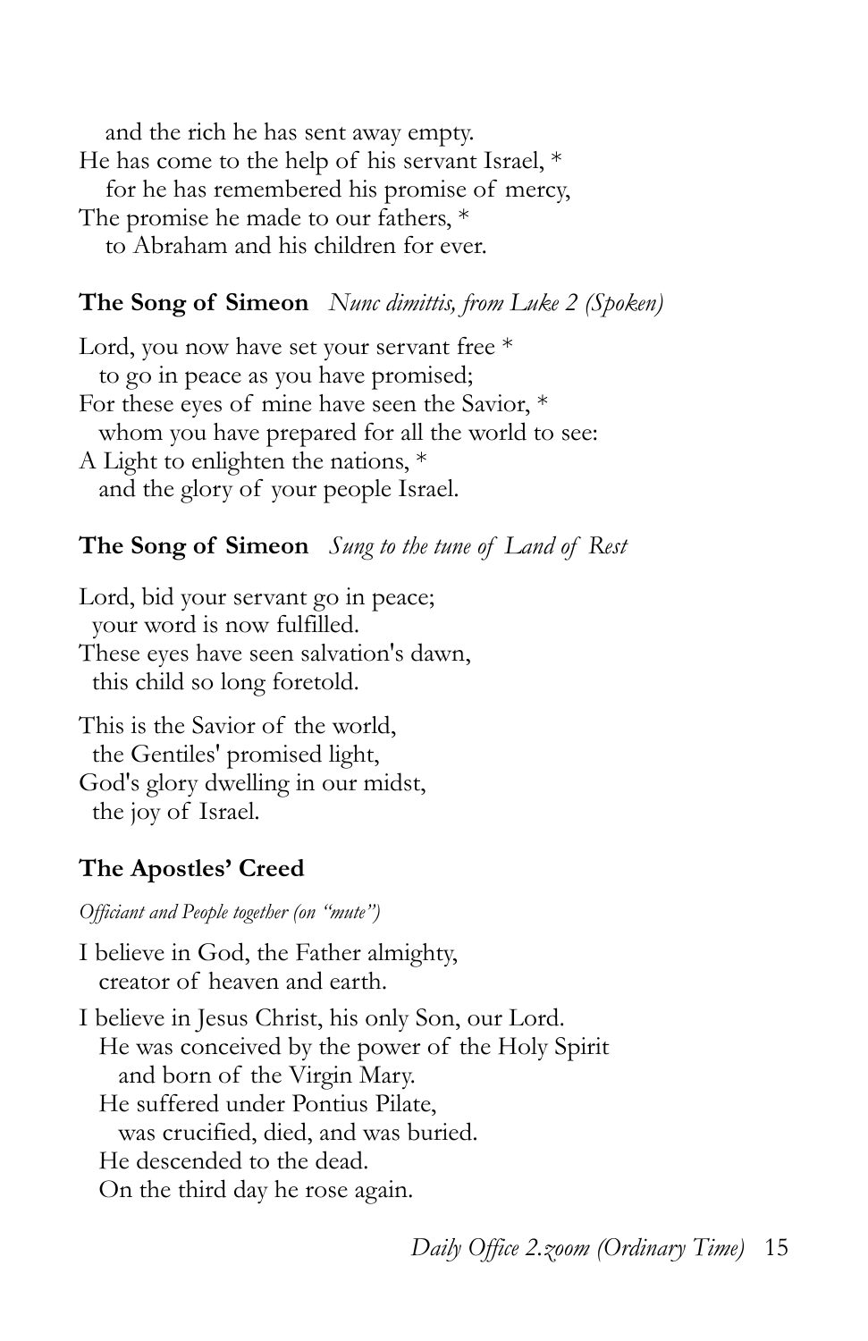and the rich he has sent away empty.
He has come to the help of his servant Israel, *
for he has remembered his promise of mercy,
The promise he made to our fathers, *
to Abraham and his children for ever.

**The Song of Simeon** *Nunc dimittis, from Luke 2 (Spoken)*

Lord, you now have set your servant free *
to go in peace as you have promised;
For these eyes of mine have seen the Savior, *
whom you have prepared for all the world to see:
A Light to enlighten the nations, *
and the glory of your people Israel.

**The Song of Simeon** *Sung to the tune of Land of Rest*

Lord, bid your servant go in peace;
your word is now fulfilled.
These eyes have seen salvation's dawn,
this child so long foretold.

This is the Savior of the world,
the Gentiles' promised light,
God's glory dwelling in our midst,
the joy of Israel.

**The Apostles' Creed**

*Officiant and People together (on "mute")*

I believe in God, the Father almighty,
creator of heaven and earth.

I believe in Jesus Christ, his only Son, our Lord.
He was conceived by the power of the Holy Spirit
and born of the Virgin Mary.
He suffered under Pontius Pilate,
was crucified, died, and was buried.
He descended to the dead.
On the third day he rose again.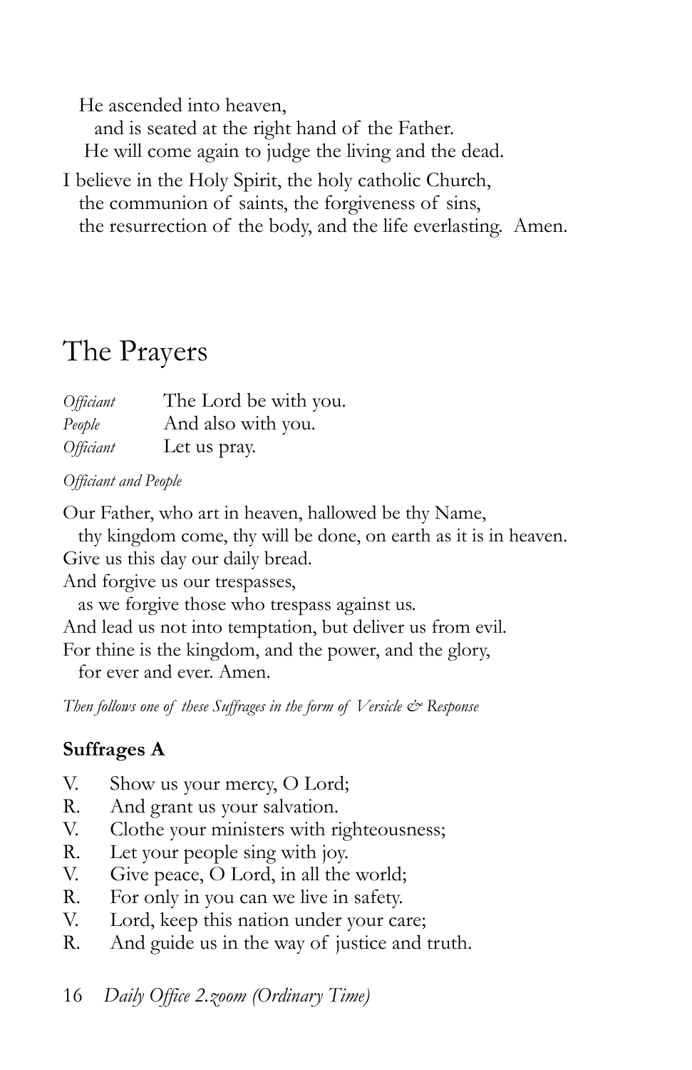He ascended into heaven,
and is seated at the right hand of the Father.
He will come again to judge the living and the dead.

I believe in the Holy Spirit, the holy catholic Church,
the communion of saints, the forgiveness of sins,
the resurrection of the body, and the life everlasting. Amen.

# The Prayers

*Officiant* The Lord be with you.
*People* And also with you.
*Officiant* Let us pray.

*Officiant and People*

Our Father, who art in heaven, hallowed be thy Name,
thy kingdom come, thy will be done, on earth as it is in heaven.
Give us this day our daily bread.
And forgive us our trespasses,
as we forgive those who trespass against us.
And lead us not into temptation, but deliver us from evil.
For thine is the kingdom, and the power, and the glory,
for ever and ever. Amen.

*Then follows one of these Suffrages in the form of Versicle & Response*

**Suffrages A**

V. Show us your mercy, O Lord;
R. And grant us your salvation.
V. Clothe your ministers with righteousness;
R. Let your people sing with joy.
V. Give peace, O Lord, in all the world;
R. For only in you can we live in safety.
V. Lord, keep this nation under your care;
R. And guide us in the way of justice and truth.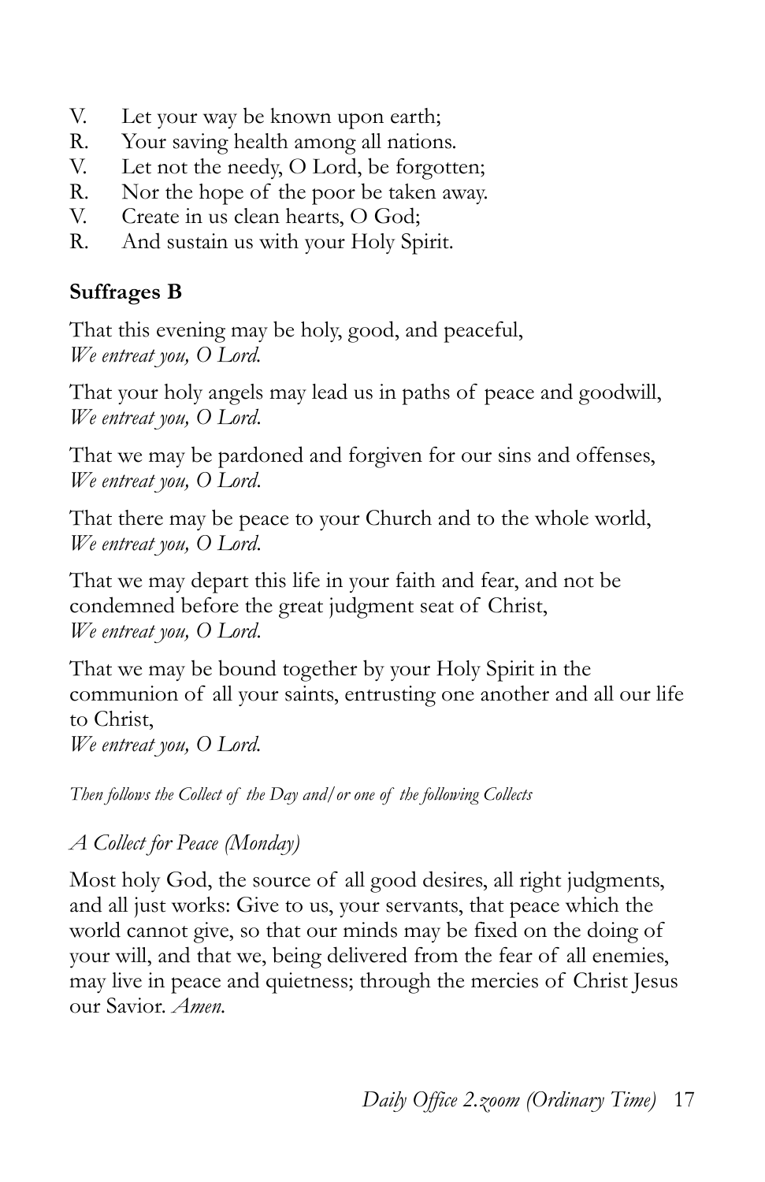V. Let your way be known upon earth;
R. Your saving health among all nations.
V. Let not the needy, O Lord, be forgotten;
R. Nor the hope of the poor be taken away.
V. Create in us clean hearts, O God;
R. And sustain us with your Holy Spirit.

**Suffrages B**

That this evening may be holy, good, and peaceful,
*We entreat you, O Lord.*

That your holy angels may lead us in paths of peace and goodwill,
*We entreat you, O Lord.*

That we may be pardoned and forgiven for our sins and offenses,
*We entreat you, O Lord.*

That there may be peace to your Church and to the whole world,
*We entreat you, O Lord.*

That we may depart this life in your faith and fear, and not be condemned before the great judgment seat of Christ,
*We entreat you, O Lord.*

That we may be bound together by your Holy Spirit in the communion of all your saints, entrusting one another and all our life to Christ,
*We entreat you, O Lord.*

*Then follows the Collect of the Day and/or one of the following Collects*

*A Collect for Peace (Monday)*

Most holy God, the source of all good desires, all right judgments, and all just works: Give to us, your servants, that peace which the world cannot give, so that our minds may be fixed on the doing of your will, and that we, being delivered from the fear of all enemies, may live in peace and quietness; through the mercies of Christ Jesus our Savior. *Amen.*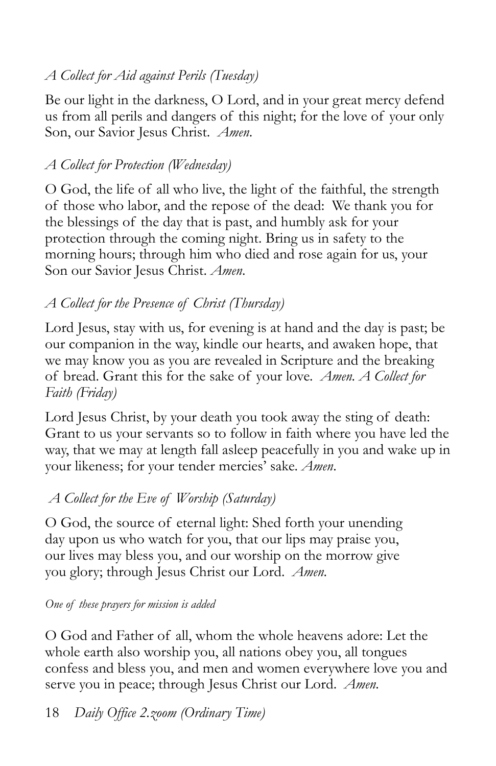*A Collect for Aid against Perils (Tuesday)*

Be our light in the darkness, O Lord, and in your great mercy defend us from all perils and dangers of this night; for the love of your only Son, our Savior Jesus Christ. *Amen.*

*A Collect for Protection (Wednesday)*

O God, the life of all who live, the light of the faithful, the strength of those who labor, and the repose of the dead: We thank you for the blessings of the day that is past, and humbly ask for your protection through the coming night. Bring us in safety to the morning hours; through him who died and rose again for us, your Son our Savior Jesus Christ. *Amen.*

*A Collect for the Presence of Christ (Thursday)*

Lord Jesus, stay with us, for evening is at hand and the day is past; be our companion in the way, kindle our hearts, and awaken hope, that we may know you as you are revealed in Scripture and the breaking of bread. Grant this for the sake of your love. *Amen.*

*A Collect for Faith (Friday)*

Lord Jesus Christ, by your death you took away the sting of death: Grant to us your servants so to follow in faith where you have led the way, that we may at length fall asleep peacefully in you and wake up in your likeness; for your tender mercies' sake. *Amen*.

*A Collect for the Eve of Worship (Saturday)*

O God, the source of eternal light: Shed forth your unending day upon us who watch for you, that our lips may praise you, our lives may bless you, and our worship on the morrow give you glory; through Jesus Christ our Lord. *Amen.*

*One of these prayers for mission is added*

O God and Father of all, whom the whole heavens adore: Let the whole earth also worship you, all nations obey you, all tongues confess and bless you, and men and women everywhere love you and serve you in peace; through Jesus Christ our Lord. *Amen.*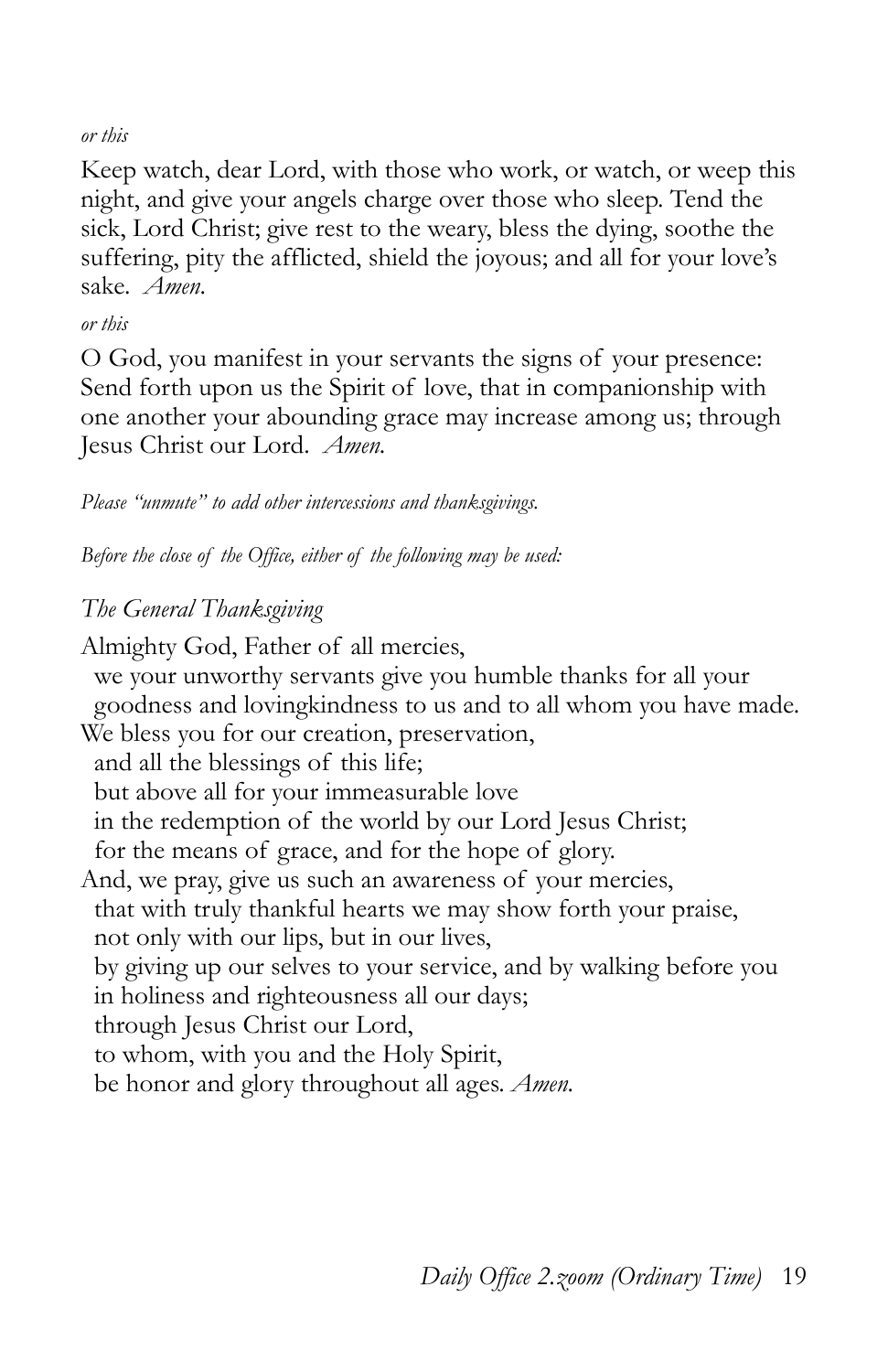*or this*

Keep watch, dear Lord, with those who work, or watch, or weep this night, and give your angels charge over those who sleep. Tend the sick, Lord Christ; give rest to the weary, bless the dying, soothe the suffering, pity the afflicted, shield the joyous; and all for your love's sake. *Amen.*

*or this*

O God, you manifest in your servants the signs of your presence: Send forth upon us the Spirit of love, that in companionship with one another your abounding grace may increase among us; through Jesus Christ our Lord. *Amen.*

*Please "unmute" to add other intercessions and thanksgivings.*

*Before the close of the Office, either of the following may be used:*

*The General Thanksgiving*

Almighty God, Father of all mercies,
  we your unworthy servants give you humble thanks for all your goodness and lovingkindness to us and to all whom you have made.
We bless you for our creation, preservation,
  and all the blessings of this life;
  but above all for your immeasurable love
  in the redemption of the world by our Lord Jesus Christ;
  for the means of grace, and for the hope of glory.
And, we pray, give us such an awareness of your mercies,
  that with truly thankful hearts we may show forth your praise,
  not only with our lips, but in our lives,
  by giving up our selves to your service, and by walking before you
  in holiness and righteousness all our days;
  through Jesus Christ our Lord,
  to whom, with you and the Holy Spirit,
  be honor and glory throughout all ages. *Amen.*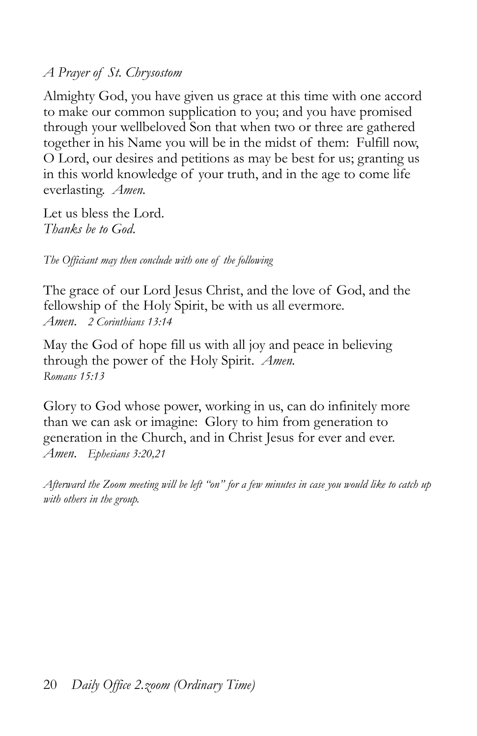*A Prayer of St. Chrysostom*

Almighty God, you have given us grace at this time with one accord to make our common supplication to you; and you have promised through your wellbeloved Son that when two or three are gathered together in his Name you will be in the midst of them: Fulfill now, O Lord, our desires and petitions as may be best for us; granting us in this world knowledge of your truth, and in the age to come life everlasting. *Amen.*

Let us bless the Lord.
*Thanks be to God.*

*The Officiant may then conclude with one of the following*

The grace of our Lord Jesus Christ, and the love of God, and the fellowship of the Holy Spirit, be with us all evermore.
*Amen. 2 Corinthians 13:14*

May the God of hope fill us with all joy and peace in believing through the power of the Holy Spirit. *Amen.*
*Romans 15:13*

Glory to God whose power, working in us, can do infinitely more than we can ask or imagine: Glory to him from generation to generation in the Church, and in Christ Jesus for ever and ever.
*Amen. Ephesians 3:20,21*

*Afterward the Zoom meeting will be left "on" for a few minutes in case you would like to catch up with others in the group.*